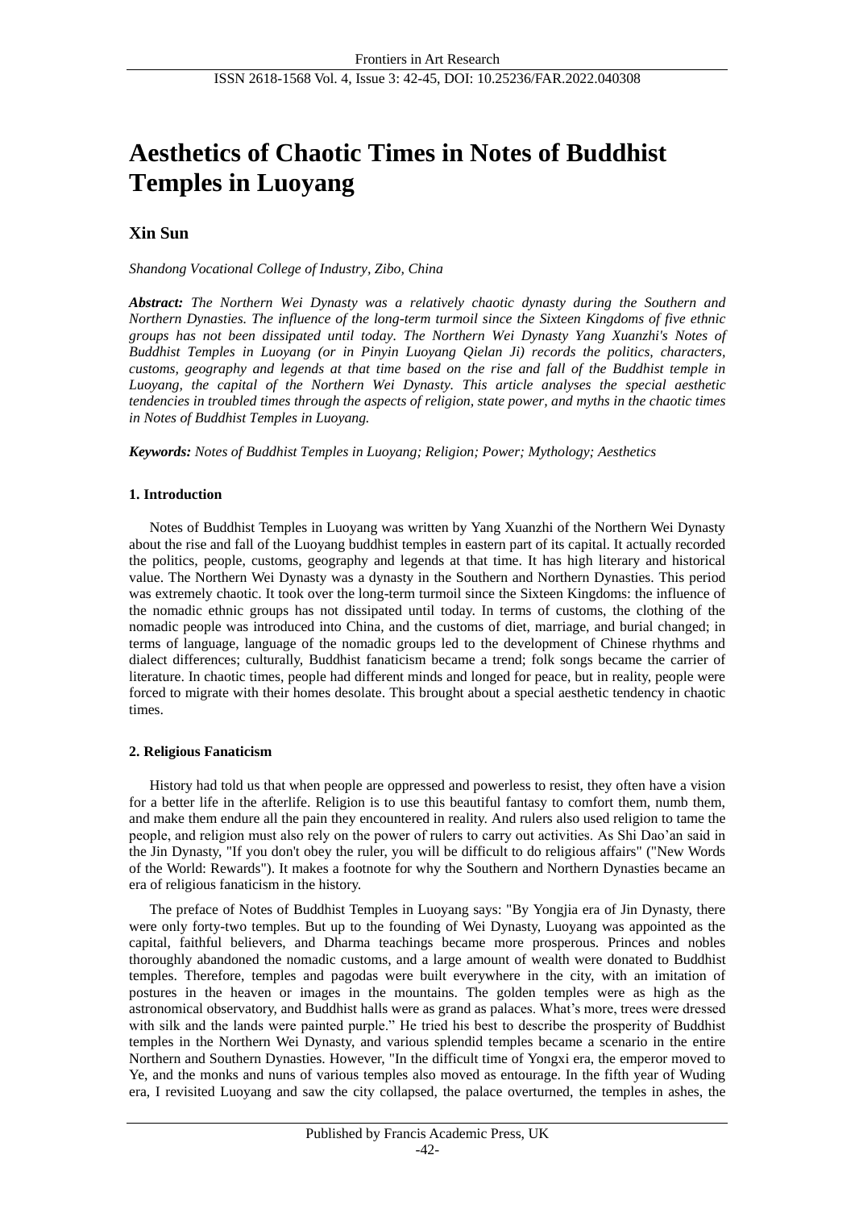# Aesthetics of Chaotic Times in Notes of Buddhist Temples in Luoyang

**Xin Sun**

*Shandong Vocational College of Industry, Zibo, China*

***Abstract:*** *The Northern Wei Dynasty was a relatively chaotic dynasty during the Southern and Northern Dynasties. The influence of the long-term turmoil since the Sixteen Kingdoms of five ethnic groups has not been dissipated until today. The Northern Wei Dynasty Yang Xuanzhi's Notes of Buddhist Temples in Luoyang (or in Pinyin Luoyang Qielan Ji) records the politics, characters, customs, geography and legends at that time based on the rise and fall of the Buddhist temple in Luoyang, the capital of the Northern Wei Dynasty. This article analyses the special aesthetic tendencies in troubled times through the aspects of religion, state power, and myths in the chaotic times in Notes of Buddhist Temples in Luoyang.*

***Keywords:*** *Notes of Buddhist Temples in Luoyang; Religion; Power; Mythology; Aesthetics*

## 1. Introduction

Notes of Buddhist Temples in Luoyang was written by Yang Xuanzhi of the Northern Wei Dynasty about the rise and fall of the Luoyang buddhist temples in eastern part of its capital. It actually recorded the politics, people, customs, geography and legends at that time. It has high literary and historical value. The Northern Wei Dynasty was a dynasty in the Southern and Northern Dynasties. This period was extremely chaotic. It took over the long-term turmoil since the Sixteen Kingdoms: the influence of the nomadic ethnic groups has not dissipated until today. In terms of customs, the clothing of the nomadic people was introduced into China, and the customs of diet, marriage, and burial changed; in terms of language, language of the nomadic groups led to the development of Chinese rhythms and dialect differences; culturally, Buddhist fanaticism became a trend; folk songs became the carrier of literature. In chaotic times, people had different minds and longed for peace, but in reality, people were forced to migrate with their homes desolate. This brought about a special aesthetic tendency in chaotic times.

## 2. Religious Fanaticism

History had told us that when people are oppressed and powerless to resist, they often have a vision for a better life in the afterlife. Religion is to use this beautiful fantasy to comfort them, numb them, and make them endure all the pain they encountered in reality. And rulers also used religion to tame the people, and religion must also rely on the power of rulers to carry out activities. As Shi Dao'an said in the Jin Dynasty, "If you don't obey the ruler, you will be difficult to do religious affairs" ("New Words of the World: Rewards"). It makes a footnote for why the Southern and Northern Dynasties became an era of religious fanaticism in the history.

The preface of Notes of Buddhist Temples in Luoyang says: "By Yongjia era of Jin Dynasty, there were only forty-two temples. But up to the founding of Wei Dynasty, Luoyang was appointed as the capital, faithful believers, and Dharma teachings became more prosperous. Princes and nobles thoroughly abandoned the nomadic customs, and a large amount of wealth were donated to Buddhist temples. Therefore, temples and pagodas were built everywhere in the city, with an imitation of postures in the heaven or images in the mountains. The golden temples were as high as the astronomical observatory, and Buddhist halls were as grand as palaces. What's more, trees were dressed with silk and the lands were painted purple." He tried his best to describe the prosperity of Buddhist temples in the Northern Wei Dynasty, and various splendid temples became a scenario in the entire Northern and Southern Dynasties. However, "In the difficult time of Yongxi era, the emperor moved to Ye, and the monks and nuns of various temples also moved as entourage. In the fifth year of Wuding era, I revisited Luoyang and saw the city collapsed, the palace overturned, the temples in ashes, the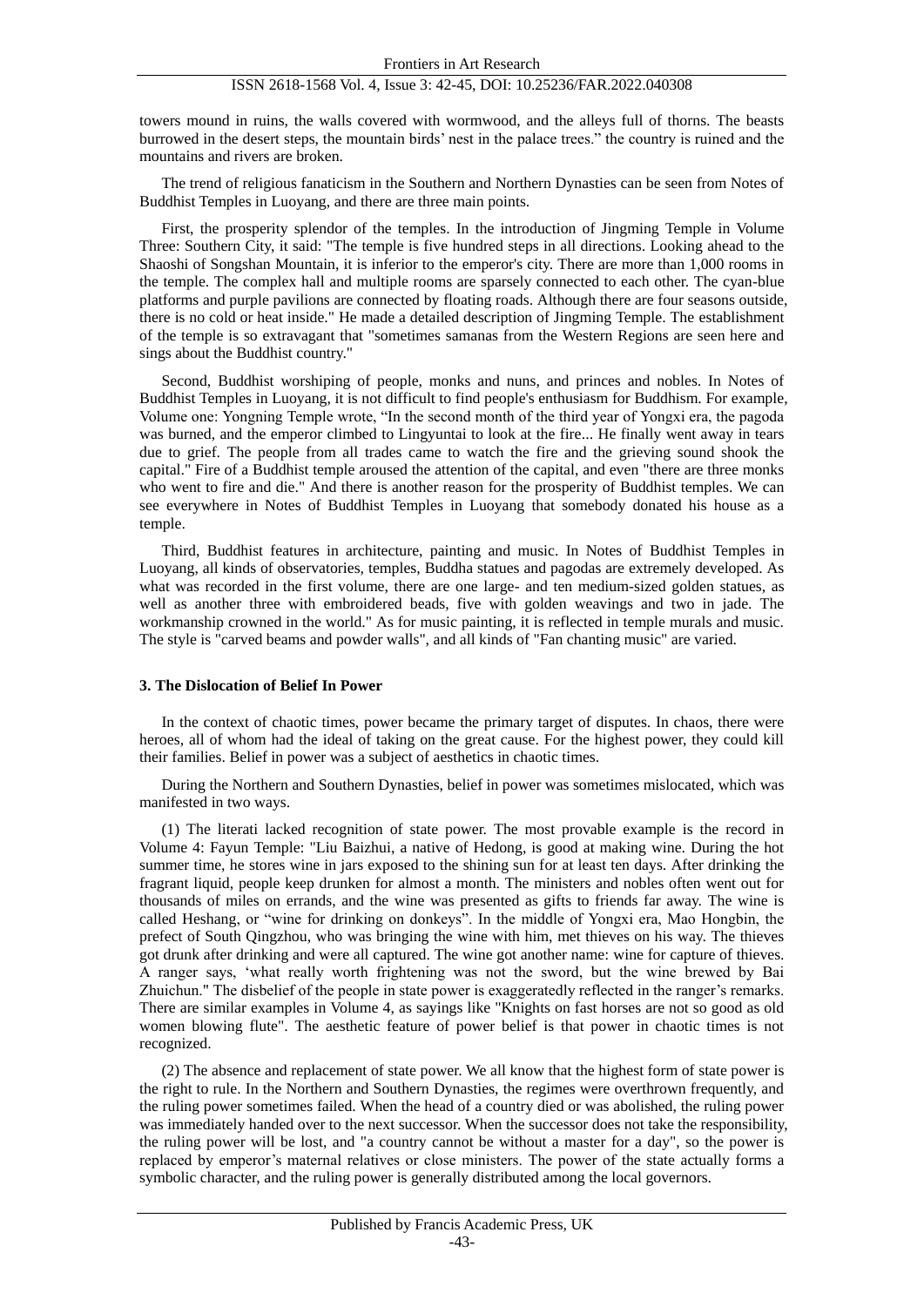towers mound in ruins, the walls covered with wormwood, and the alleys full of thorns. The beasts burrowed in the desert steps, the mountain birds' nest in the palace trees." the country is ruined and the mountains and rivers are broken.

The trend of religious fanaticism in the Southern and Northern Dynasties can be seen from Notes of Buddhist Temples in Luoyang, and there are three main points.

First, the prosperity splendor of the temples. In the introduction of Jingming Temple in Volume Three: Southern City, it said: "The temple is five hundred steps in all directions. Looking ahead to the Shaoshi of Songshan Mountain, it is inferior to the emperor's city. There are more than 1,000 rooms in the temple. The complex hall and multiple rooms are sparsely connected to each other. The cyan-blue platforms and purple pavilions are connected by floating roads. Although there are four seasons outside, there is no cold or heat inside." He made a detailed description of Jingming Temple. The establishment of the temple is so extravagant that "sometimes samanas from the Western Regions are seen here and sings about the Buddhist country."

Second, Buddhist worshiping of people, monks and nuns, and princes and nobles. In Notes of Buddhist Temples in Luoyang, it is not difficult to find people's enthusiasm for Buddhism. For example, Volume one: Yongning Temple wrote, "In the second month of the third year of Yongxi era, the pagoda was burned, and the emperor climbed to Lingyuntai to look at the fire... He finally went away in tears due to grief. The people from all trades came to watch the fire and the grieving sound shook the capital." Fire of a Buddhist temple aroused the attention of the capital, and even "there are three monks who went to fire and die." And there is another reason for the prosperity of Buddhist temples. We can see everywhere in Notes of Buddhist Temples in Luoyang that somebody donated his house as a temple.

Third, Buddhist features in architecture, painting and music. In Notes of Buddhist Temples in Luoyang, all kinds of observatories, temples, Buddha statues and pagodas are extremely developed. As what was recorded in the first volume, there are one large- and ten medium-sized golden statues, as well as another three with embroidered beads, five with golden weavings and two in jade. The workmanship crowned in the world." As for music painting, it is reflected in temple murals and music. The style is "carved beams and powder walls", and all kinds of "Fan chanting music" are varied.

## 3. The Dislocation of Belief In Power

In the context of chaotic times, power became the primary target of disputes. In chaos, there were heroes, all of whom had the ideal of taking on the great cause. For the highest power, they could kill their families. Belief in power was a subject of aesthetics in chaotic times.

During the Northern and Southern Dynasties, belief in power was sometimes mislocated, which was manifested in two ways.

(1) The literati lacked recognition of state power. The most provable example is the record in Volume 4: Fayun Temple: "Liu Baizhui, a native of Hedong, is good at making wine. During the hot summer time, he stores wine in jars exposed to the shining sun for at least ten days. After drinking the fragrant liquid, people keep drunken for almost a month. The ministers and nobles often went out for thousands of miles on errands, and the wine was presented as gifts to friends far away. The wine is called Heshang, or "wine for drinking on donkeys". In the middle of Yongxi era, Mao Hongbin, the prefect of South Qingzhou, who was bringing the wine with him, met thieves on his way. The thieves got drunk after drinking and were all captured. The wine got another name: wine for capture of thieves. A ranger says, 'what really worth frightening was not the sword, but the wine brewed by Bai Zhuichun." The disbelief of the people in state power is exaggeratedly reflected in the ranger's remarks. There are similar examples in Volume 4, as sayings like "Knights on fast horses are not so good as old women blowing flute". The aesthetic feature of power belief is that power in chaotic times is not recognized.

(2) The absence and replacement of state power. We all know that the highest form of state power is the right to rule. In the Northern and Southern Dynasties, the regimes were overthrown frequently, and the ruling power sometimes failed. When the head of a country died or was abolished, the ruling power was immediately handed over to the next successor. When the successor does not take the responsibility, the ruling power will be lost, and "a country cannot be without a master for a day", so the power is replaced by emperor's maternal relatives or close ministers. The power of the state actually forms a symbolic character, and the ruling power is generally distributed among the local governors.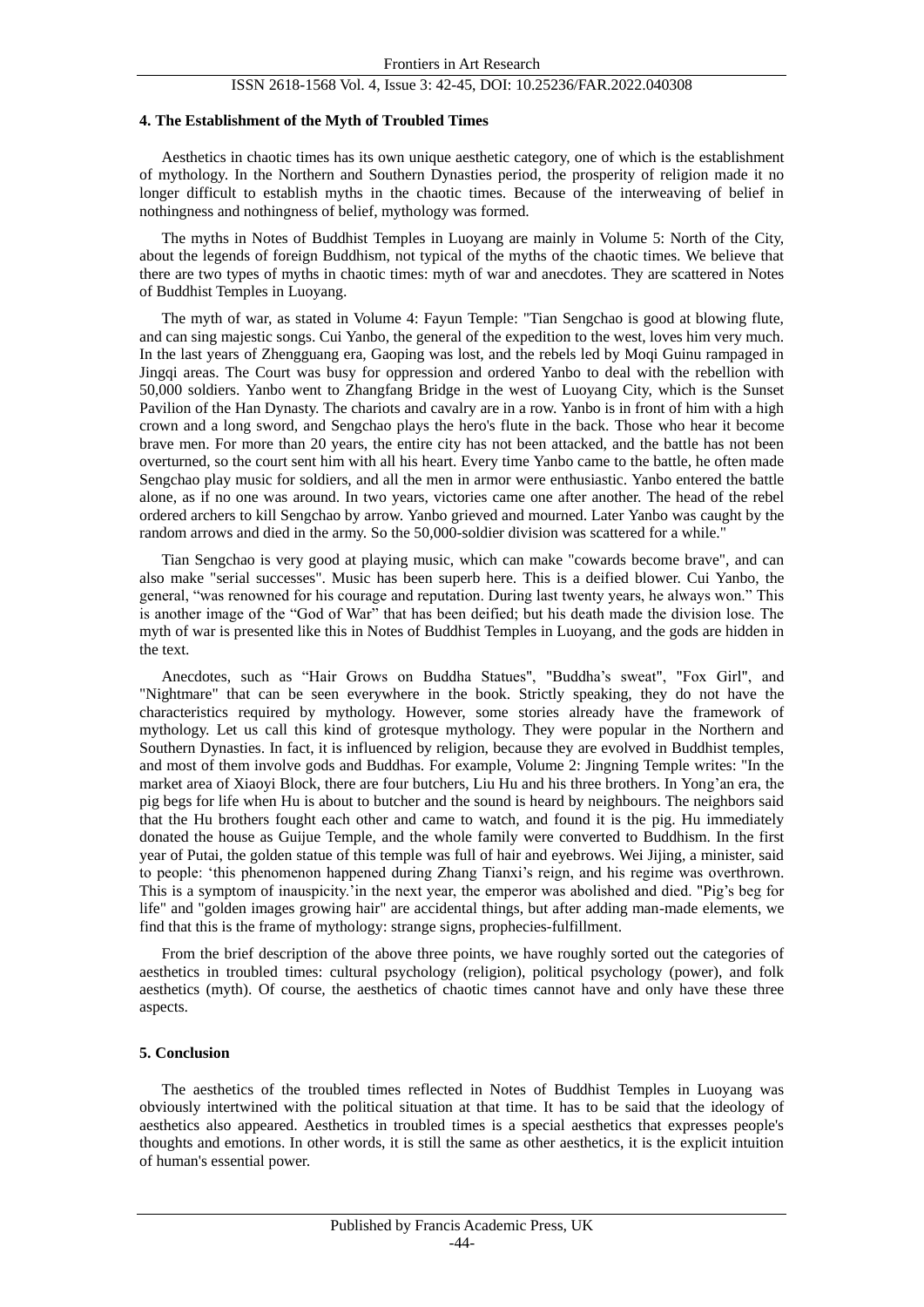**4. The Establishment of the Myth of Troubled Times**

Aesthetics in chaotic times has its own unique aesthetic category, one of which is the establishment of mythology. In the Northern and Southern Dynasties period, the prosperity of religion made it no longer difficult to establish myths in the chaotic times. Because of the interweaving of belief in nothingness and nothingness of belief, mythology was formed.

The myths in Notes of Buddhist Temples in Luoyang are mainly in Volume 5: North of the City, about the legends of foreign Buddhism, not typical of the myths of the chaotic times. We believe that there are two types of myths in chaotic times: myth of war and anecdotes. They are scattered in Notes of Buddhist Temples in Luoyang.

The myth of war, as stated in Volume 4: Fayun Temple: "Tian Sengchao is good at blowing flute, and can sing majestic songs. Cui Yanbo, the general of the expedition to the west, loves him very much. In the last years of Zhengguang era, Gaoping was lost, and the rebels led by Moqi Guinu rampaged in Jingqi areas. The Court was busy for oppression and ordered Yanbo to deal with the rebellion with 50,000 soldiers. Yanbo went to Zhangfang Bridge in the west of Luoyang City, which is the Sunset Pavilion of the Han Dynasty. The chariots and cavalry are in a row. Yanbo is in front of him with a high crown and a long sword, and Sengchao plays the hero's flute in the back. Those who hear it become brave men. For more than 20 years, the entire city has not been attacked, and the battle has not been overturned, so the court sent him with all his heart. Every time Yanbo came to the battle, he often made Sengchao play music for soldiers, and all the men in armor were enthusiastic. Yanbo entered the battle alone, as if no one was around. In two years, victories came one after another. The head of the rebel ordered archers to kill Sengchao by arrow. Yanbo grieved and mourned. Later Yanbo was caught by the random arrows and died in the army. So the 50,000-soldier division was scattered for a while."

Tian Sengchao is very good at playing music, which can make "cowards become brave", and can also make "serial successes". Music has been superb here. This is a deified blower. Cui Yanbo, the general, "was renowned for his courage and reputation. During last twenty years, he always won." This is another image of the "God of War" that has been deified; but his death made the division lose. The myth of war is presented like this in Notes of Buddhist Temples in Luoyang, and the gods are hidden in the text.

Anecdotes, such as "Hair Grows on Buddha Statues", "Buddha's sweat", "Fox Girl", and "Nightmare" that can be seen everywhere in the book. Strictly speaking, they do not have the characteristics required by mythology. However, some stories already have the framework of mythology. Let us call this kind of grotesque mythology. They were popular in the Northern and Southern Dynasties. In fact, it is influenced by religion, because they are evolved in Buddhist temples, and most of them involve gods and Buddhas. For example, Volume 2: Jingning Temple writes: "In the market area of Xiaoyi Block, there are four butchers, Liu Hu and his three brothers. In Yong'an era, the pig begs for life when Hu is about to butcher and the sound is heard by neighbours. The neighbors said that the Hu brothers fought each other and came to watch, and found it is the pig. Hu immediately donated the house as Guijue Temple, and the whole family were converted to Buddhism. In the first year of Putai, the golden statue of this temple was full of hair and eyebrows. Wei Jijing, a minister, said to people: 'this phenomenon happened during Zhang Tianxi's reign, and his regime was overthrown. This is a symptom of inauspicity.' in the next year, the emperor was abolished and died. "Pig's beg for life" and "golden images growing hair" are accidental things, but after adding man-made elements, we find that this is the frame of mythology: strange signs, prophecies-fulfillment.

From the brief description of the above three points, we have roughly sorted out the categories of aesthetics in troubled times: cultural psychology (religion), political psychology (power), and folk aesthetics (myth). Of course, the aesthetics of chaotic times cannot have and only have these three aspects.

**5. Conclusion**

The aesthetics of the troubled times reflected in Notes of Buddhist Temples in Luoyang was obviously intertwined with the political situation at that time. It has to be said that the ideology of aesthetics also appeared. Aesthetics in troubled times is a special aesthetics that expresses people's thoughts and emotions. In other words, it is still the same as other aesthetics, it is the explicit intuition of human's essential power.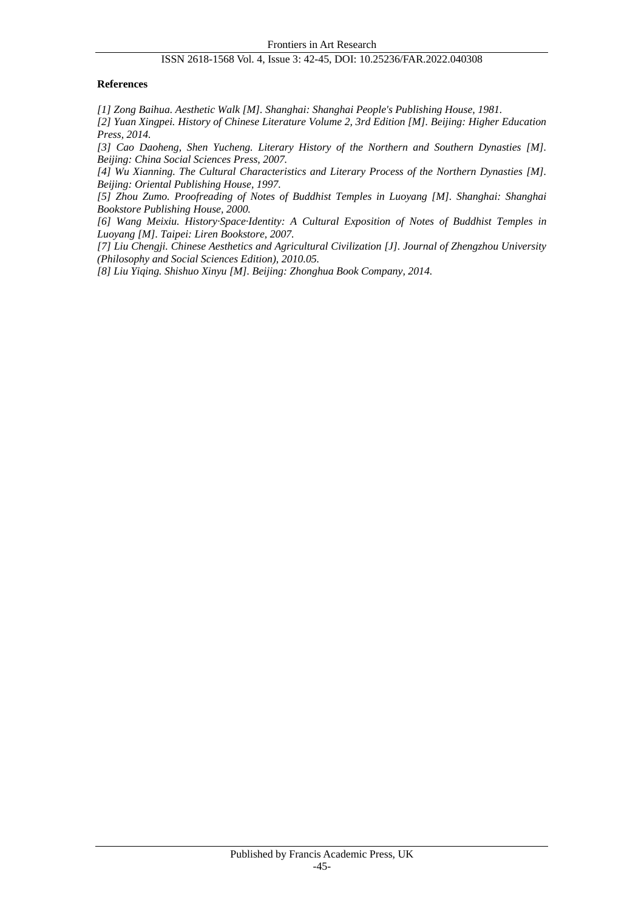**References**

*[1] Zong Baihua. Aesthetic Walk [M]. Shanghai: Shanghai People's Publishing House, 1981.*

*[2] Yuan Xingpei. History of Chinese Literature Volume 2, 3rd Edition [M]. Beijing: Higher Education Press, 2014.*

*[3] Cao Daoheng, Shen Yucheng. Literary History of the Northern and Southern Dynasties [M]. Beijing: China Social Sciences Press, 2007.*

*[4] Wu Xianning. The Cultural Characteristics and Literary Process of the Northern Dynasties [M]. Beijing: Oriental Publishing House, 1997.*

*[5] Zhou Zumo. Proofreading of Notes of Buddhist Temples in Luoyang [M]. Shanghai: Shanghai Bookstore Publishing House, 2000.*

*[6] Wang Meixiu. History·Space·Identity: A Cultural Exposition of Notes of Buddhist Temples in Luoyang [M]. Taipei: Liren Bookstore, 2007.*

*[7] Liu Chengji. Chinese Aesthetics and Agricultural Civilization [J]. Journal of Zhengzhou University (Philosophy and Social Sciences Edition), 2010.05.*

*[8] Liu Yiqing. Shishuo Xinyu [M]. Beijing: Zhonghua Book Company, 2014.*